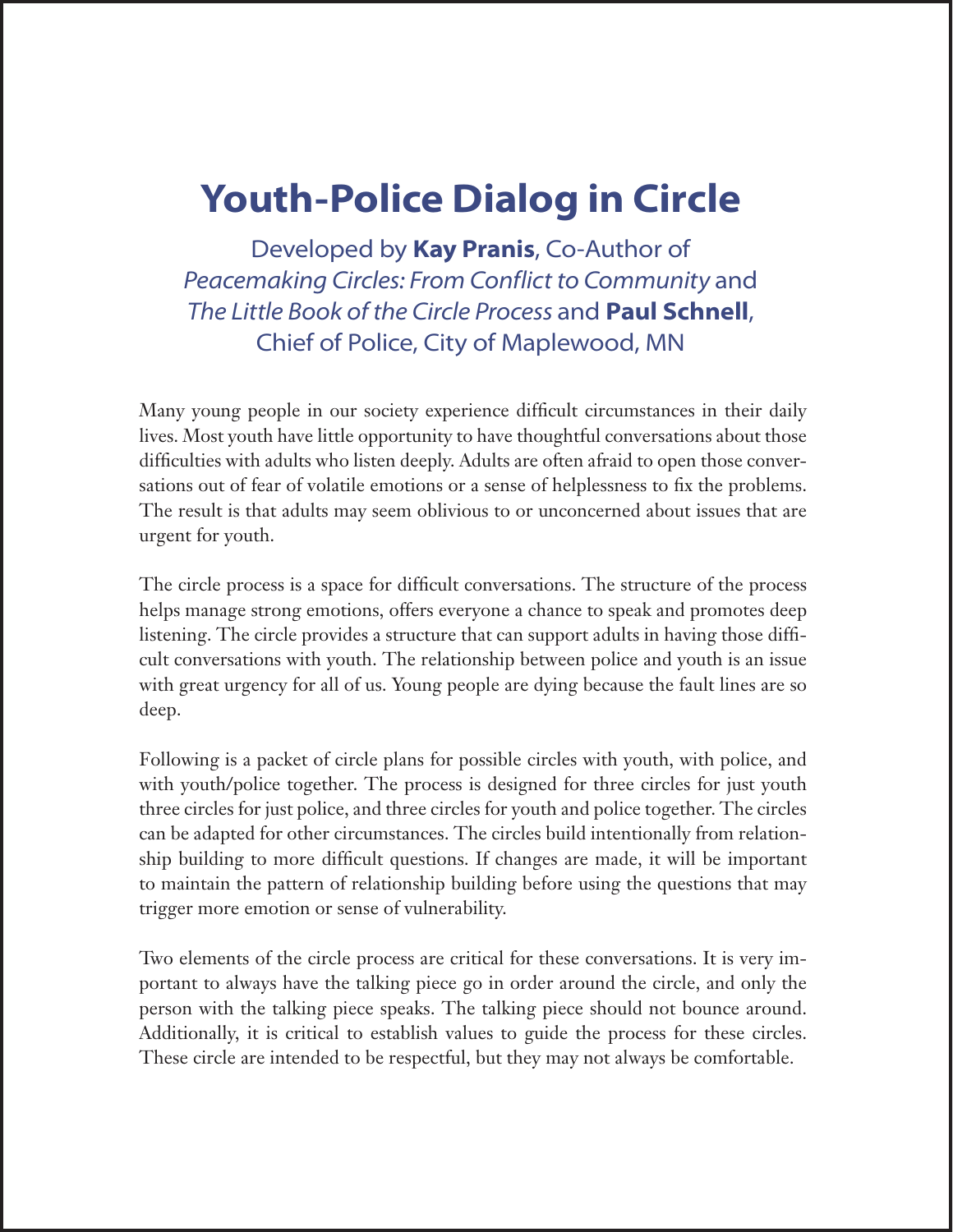# Youth-Police Dialog in Circle

Developed by **Kay Pranis**, Co-Author of *Peacemaking Circles: From Conflict to Community* and *The Little Book of the Circle Process* and **Paul Schnell**, Chief of Police, City of Maplewood, MN

Many young people in our society experience difficult circumstances in their daily lives. Most youth have little opportunity to have thoughtful conversations about those difficulties with adults who listen deeply. Adults are often afraid to open those conversations out of fear of volatile emotions or a sense of helplessness to fix the problems. The result is that adults may seem oblivious to or unconcerned about issues that are urgent for youth.

The circle process is a space for difficult conversations. The structure of the process helps manage strong emotions, offers everyone a chance to speak and promotes deep listening. The circle provides a structure that can support adults in having those difficult conversations with youth. The relationship between police and youth is an issue with great urgency for all of us. Young people are dying because the fault lines are so deep.

Following is a packet of circle plans for possible circles with youth, with police, and with youth/police together. The process is designed for three circles for just youth three circles for just police, and three circles for youth and police together. The circles can be adapted for other circumstances. The circles build intentionally from relationship building to more difficult questions. If changes are made, it will be important to maintain the pattern of relationship building before using the questions that may trigger more emotion or sense of vulnerability.

Two elements of the circle process are critical for these conversations. It is very important to always have the talking piece go in order around the circle, and only the person with the talking piece speaks. The talking piece should not bounce around. Additionally, it is critical to establish values to guide the process for these circles. These circle are intended to be respectful, but they may not always be comfortable.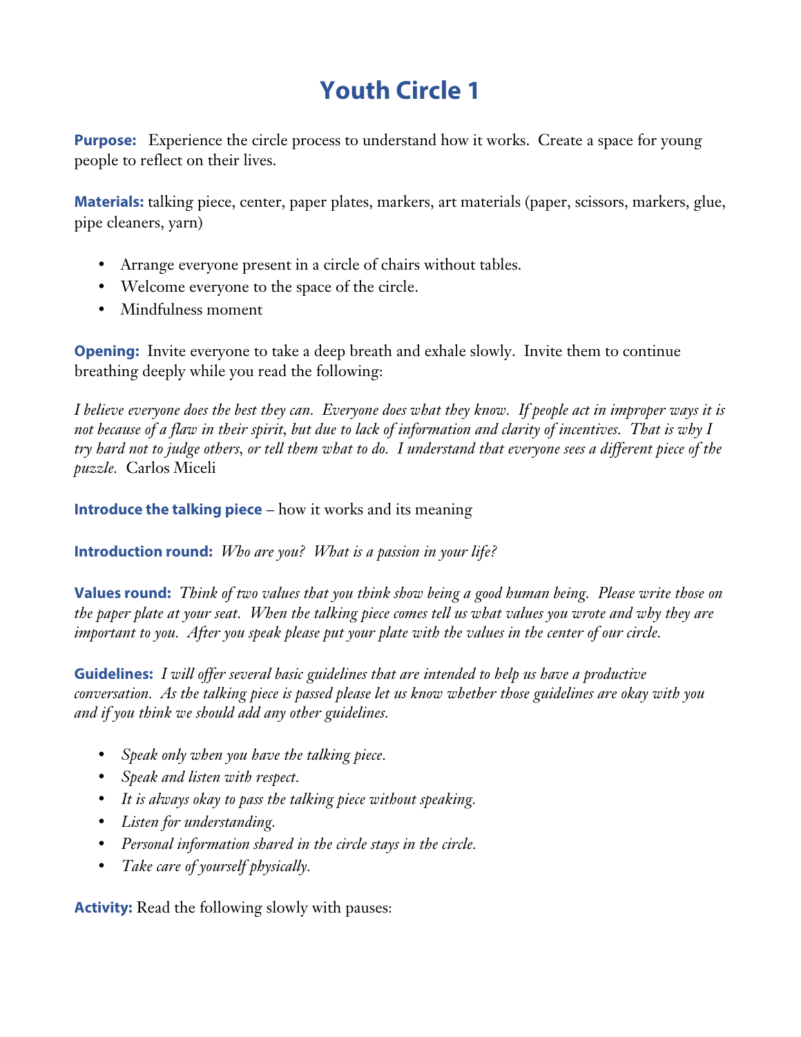# Youth Circle 1

**Purpose:** Experience the circle process to understand how it works. Create a space for young people to reflect on their lives.

**Materials:** talking piece, center, paper plates, markers, art materials (paper, scissors, markers, glue, pipe cleaners, yarn)

- Arrange everyone present in a circle of chairs without tables.
- Welcome everyone to the space of the circle.
- Mindfulness moment

**Opening:** Invite everyone to take a deep breath and exhale slowly. Invite them to continue breathing deeply while you read the following:

*I believe everyone does the best they can. Everyone does what they know. If people act in improper ways it is not because of a flaw in their spirit, but due to lack of information and clarity of incentives. That is why I try hard not to judge others, or tell them what to do. I understand that everyone sees a different piece of the puzzle.* Carlos Miceli

**Introduce the talking piece** – how it works and its meaning

**Introduction round:** *Who are you? What is a passion in your life?*

**Values round:** *Think of two values that you think show being a good human being. Please write those on the paper plate at your seat. When the talking piece comes tell us what values you wrote and why they are important to you. After you speak please put your plate with the values in the center of our circle.*

**Guidelines:** *I will offer several basic guidelines that are intended to help us have a productive conversation. As the talking piece is passed please let us know whether those guidelines are okay with you and if you think we should add any other guidelines.*

- *Speak only when you have the talking piece.*
- *Speak and listen with respect.*
- *It is always okay to pass the talking piece without speaking.*
- *Listen for understanding.*
- *Personal information shared in the circle stays in the circle.*
- *Take care of yourself physically.*

**Activity:** Read the following slowly with pauses: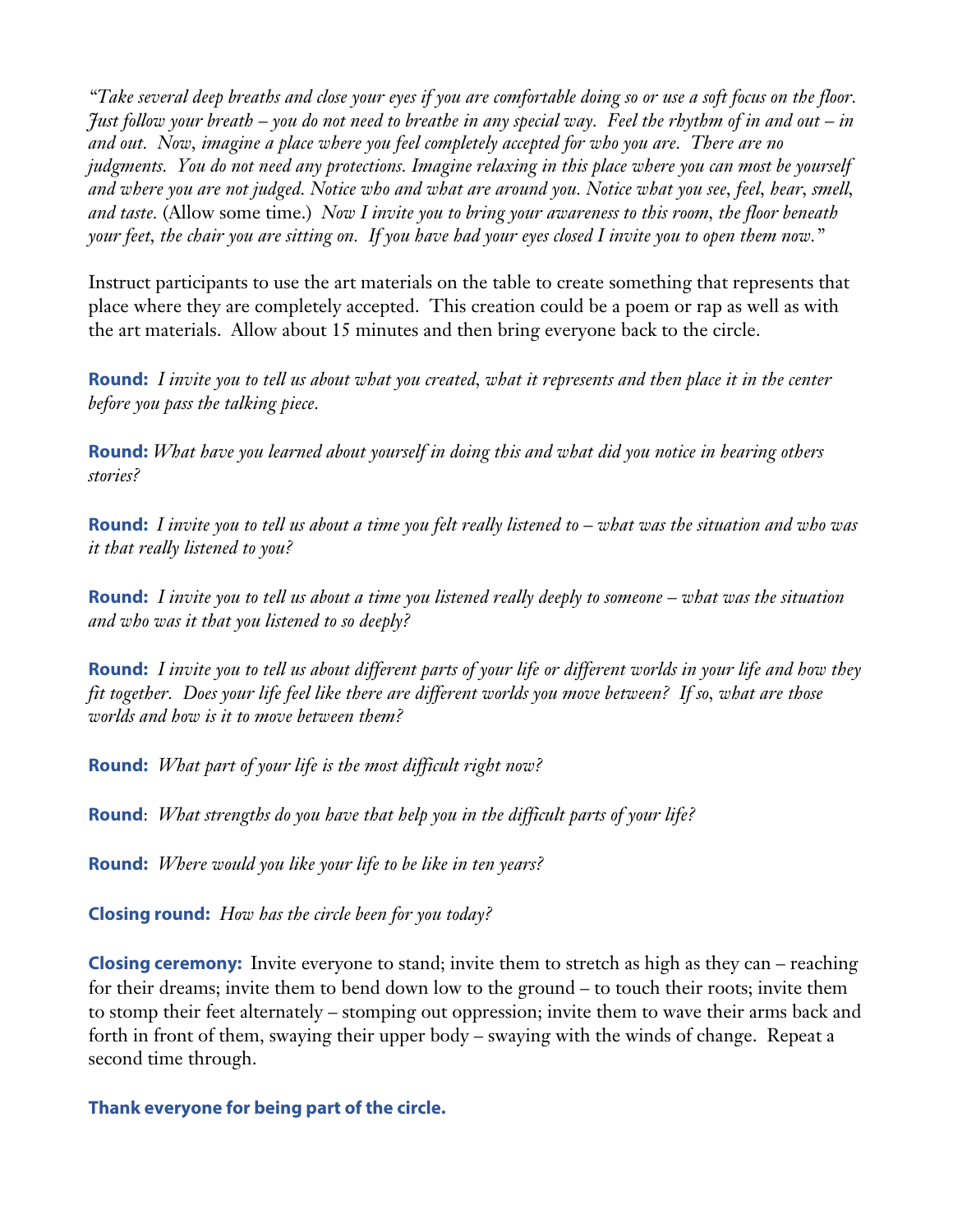*"Take several deep breaths and close your eyes if you are comfortable doing so or use a soft focus on the floor. Just follow your breath – you do not need to breathe in any special way. Feel the rhythm of in and out – in and out. Now, imagine a place where you feel completely accepted for who you are. There are no judgments. You do not need any protections. Imagine relaxing in this place where you can most be yourself and where you are not judged. Notice who and what are around you. Notice what you see, feel, hear, smell, and taste.* (Allow some time.) *Now I invite you to bring your awareness to this room, the floor beneath your feet, the chair you are sitting on. If you have had your eyes closed I invite you to open them now."*

Instruct participants to use the art materials on the table to create something that represents that place where they are completely accepted. This creation could be a poem or rap as well as with the art materials. Allow about 15 minutes and then bring everyone back to the circle.

**Round:** *I invite you to tell us about what you created, what it represents and then place it in the center before you pass the talking piece.*

**Round:** *What have you learned about yourself in doing this and what did you notice in hearing others stories?*

**Round:** *I invite you to tell us about a time you felt really listened to – what was the situation and who was it that really listened to you?*

**Round:** *I invite you to tell us about a time you listened really deeply to someone – what was the situation and who was it that you listened to so deeply?*

**Round:** *I invite you to tell us about different parts of your life or different worlds in your life and how they fit together. Does your life feel like there are different worlds you move between? If so, what are those worlds and how is it to move between them?*

**Round:** *What part of your life is the most difficult right now?*

**Round**: *What strengths do you have that help you in the difficult parts of your life?*

**Round:** *Where would you like your life to be like in ten years?*

**Closing round:** *How has the circle been for you today?*

**Closing ceremony:** Invite everyone to stand; invite them to stretch as high as they can – reaching for their dreams; invite them to bend down low to the ground – to touch their roots; invite them to stomp their feet alternately – stomping out oppression; invite them to wave their arms back and forth in front of them, swaying their upper body – swaying with the winds of change. Repeat a second time through.

**Thank everyone for being part of the circle.**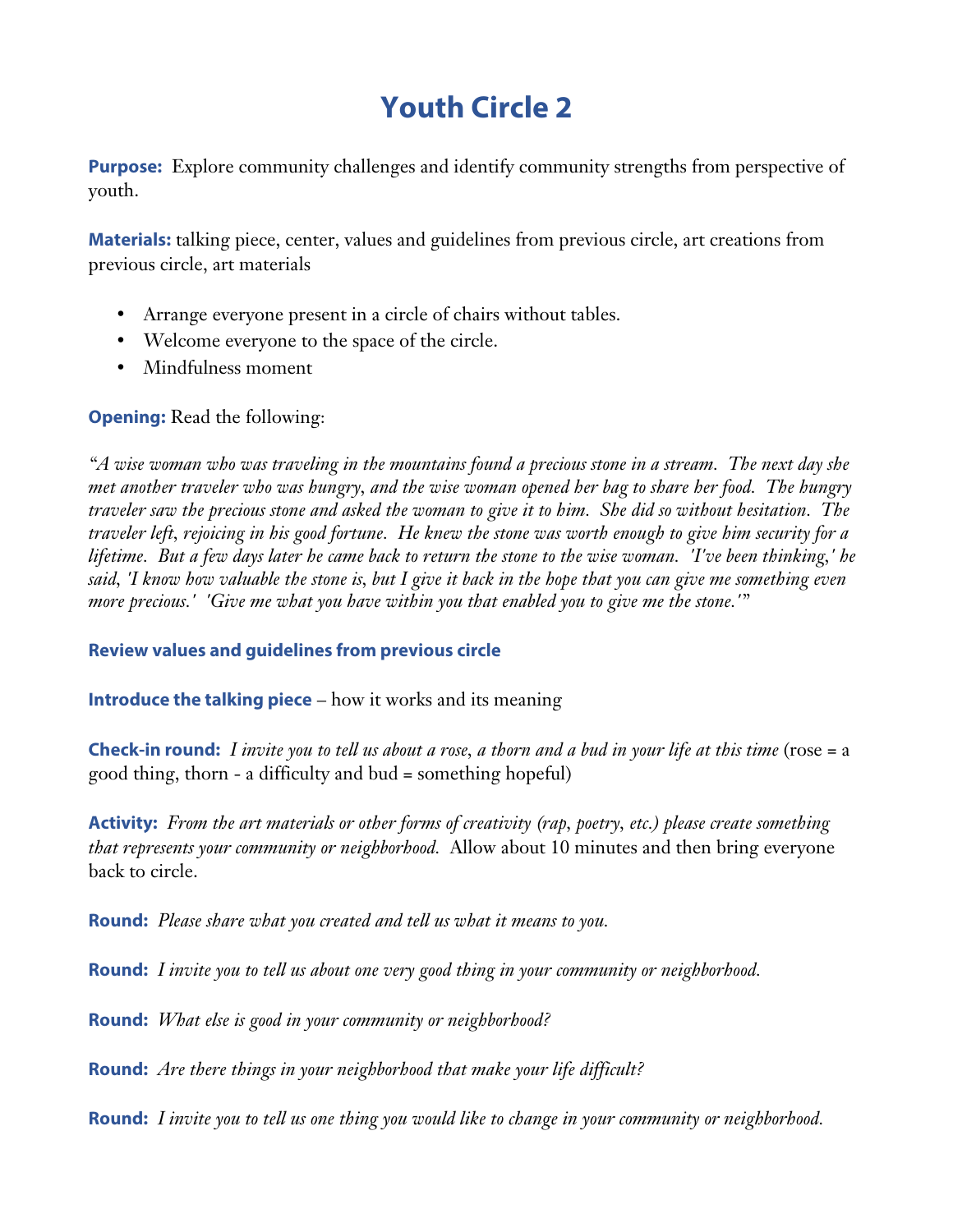# Youth Circle 2

**Purpose:** Explore community challenges and identify community strengths from perspective of youth.

**Materials:** talking piece, center, values and guidelines from previous circle, art creations from previous circle, art materials

- Arrange everyone present in a circle of chairs without tables.
- Welcome everyone to the space of the circle.
- Mindfulness moment

**Opening:** Read the following:

*"A wise woman who was traveling in the mountains found a precious stone in a stream. The next day she met another traveler who was hungry, and the wise woman opened her bag to share her food. The hungry traveler saw the precious stone and asked the woman to give it to him. She did so without hesitation. The traveler left, rejoicing in his good fortune. He knew the stone was worth enough to give him security for a lifetime. But a few days later he came back to return the stone to the wise woman. 'I've been thinking,' he said, 'I know how valuable the stone is, but I give it back in the hope that you can give me something even more precious.' 'Give me what you have within you that enabled you to give me the stone.'"*

**Review values and guidelines from previous circle**

**Introduce the talking piece** – how it works and its meaning

**Check-in round:** *I invite you to tell us about a rose, a thorn and a bud in your life at this time* (rose = a good thing, thorn - a difficulty and bud = something hopeful)

**Activity:** *From the art materials or other forms of creativity (rap, poetry, etc.) please create something that represents your community or neighborhood.* Allow about 10 minutes and then bring everyone back to circle.

**Round:** *Please share what you created and tell us what it means to you.*

**Round:** *I invite you to tell us about one very good thing in your community or neighborhood.*

**Round:** *What else is good in your community or neighborhood?*

**Round:** *Are there things in your neighborhood that make your life difficult?*

**Round:** *I invite you to tell us one thing you would like to change in your community or neighborhood.*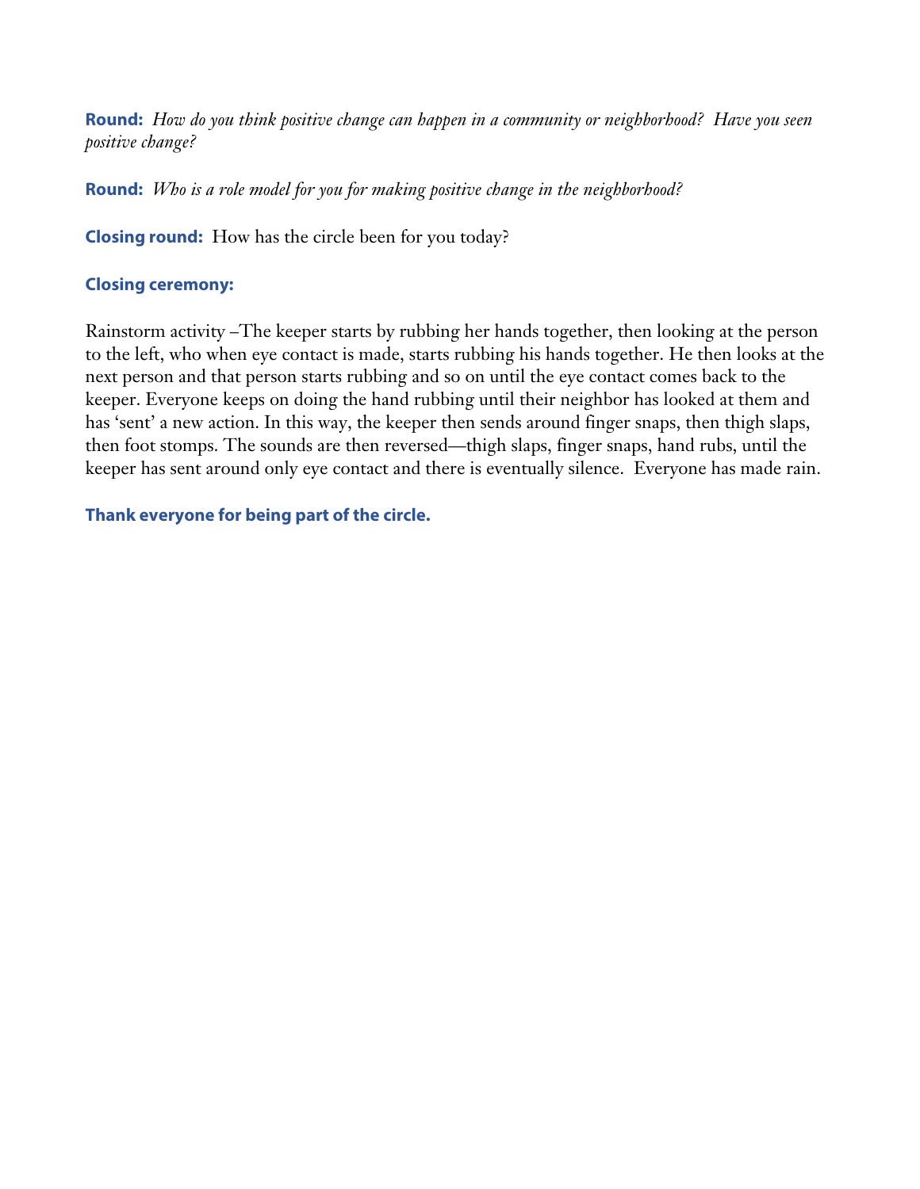**Round:** *How do you think positive change can happen in a community or neighborhood? Have you seen positive change?*

**Round:** *Who is a role model for you for making positive change in the neighborhood?*

**Closing round:** How has the circle been for you today?

**Closing ceremony:**

Rainstorm activity –The keeper starts by rubbing her hands together, then looking at the person to the left, who when eye contact is made, starts rubbing his hands together. He then looks at the next person and that person starts rubbing and so on until the eye contact comes back to the keeper. Everyone keeps on doing the hand rubbing until their neighbor has looked at them and has 'sent' a new action. In this way, the keeper then sends around finger snaps, then thigh slaps, then foot stomps. The sounds are then reversed—thigh slaps, finger snaps, hand rubs, until the keeper has sent around only eye contact and there is eventually silence. Everyone has made rain.

**Thank everyone for being part of the circle.**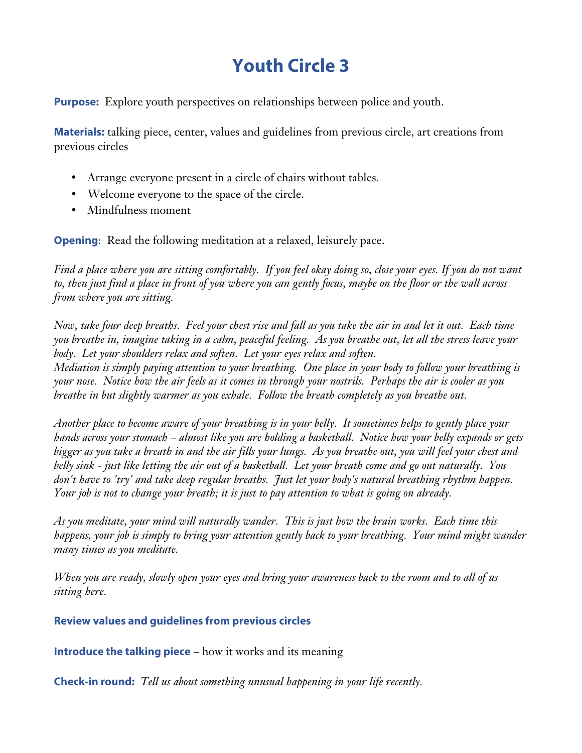# Youth Circle 3

**Purpose:** Explore youth perspectives on relationships between police and youth.

**Materials:** talking piece, center, values and guidelines from previous circle, art creations from previous circles

- Arrange everyone present in a circle of chairs without tables.
- Welcome everyone to the space of the circle.
- Mindfulness moment

**Opening**: Read the following meditation at a relaxed, leisurely pace.

*Find a place where you are sitting comfortably. If you feel okay doing so, close your eyes. If you do not want to, then just find a place in front of you where you can gently focus, maybe on the floor or the wall across from where you are sitting.*

*Now, take four deep breaths. Feel your chest rise and fall as you take the air in and let it out. Each time you breathe in, imagine taking in a calm, peaceful feeling. As you breathe out, let all the stress leave your body. Let your shoulders relax and soften. Let your eyes relax and soften.*
*Mediation is simply paying attention to your breathing. One place in your body to follow your breathing is your nose. Notice how the air feels as it comes in through your nostrils. Perhaps the air is cooler as you breathe in but slightly warmer as you exhale. Follow the breath completely as you breathe out.*

*Another place to become aware of your breathing is in your belly. It sometimes helps to gently place your hands across your stomach – almost like you are holding a basketball. Notice how your belly expands or gets bigger as you take a breath in and the air fills your lungs. As you breathe out, you will feel your chest and belly sink - just like letting the air out of a basketball. Let your breath come and go out naturally. You don't have to 'try' and take deep regular breaths. Just let your body's natural breathing rhythm happen. Your job is not to change your breath; it is just to pay attention to what is going on already.*

*As you meditate, your mind will naturally wander. This is just how the brain works. Each time this happens, your job is simply to bring your attention gently back to your breathing. Your mind might wander many times as you meditate.*

*When you are ready, slowly open your eyes and bring your awareness back to the room and to all of us sitting here.*

**Review values and guidelines from previous circles**

**Introduce the talking piece** – how it works and its meaning

**Check-in round:** *Tell us about something unusual happening in your life recently.*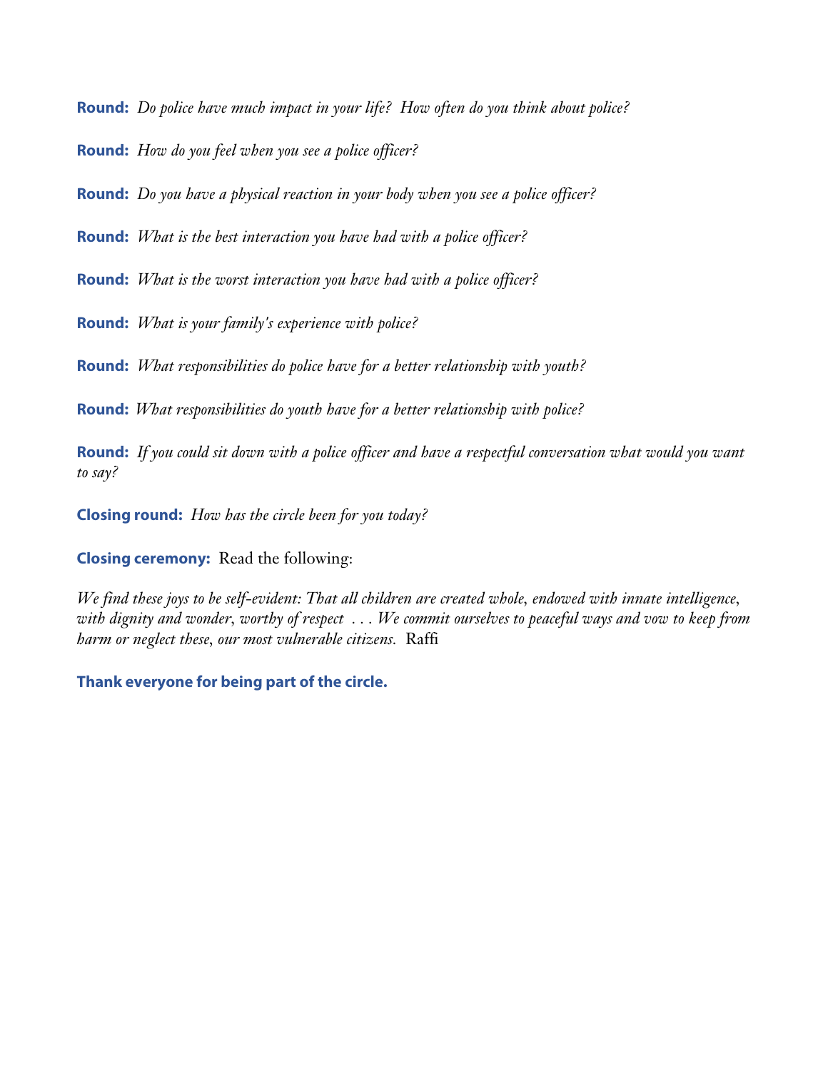**Round:** *Do police have much impact in your life? How often do you think about police?*

**Round:** *How do you feel when you see a police officer?*

**Round:** *Do you have a physical reaction in your body when you see a police officer?*

**Round:** *What is the best interaction you have had with a police officer?*

**Round:** *What is the worst interaction you have had with a police officer?*

**Round:** *What is your family's experience with police?*

**Round:** *What responsibilities do police have for a better relationship with youth?*

**Round:** *What responsibilities do youth have for a better relationship with police?*

**Round:** *If you could sit down with a police officer and have a respectful conversation what would you want to say?*

**Closing round:** *How has the circle been for you today?*

**Closing ceremony:** Read the following:

*We find these joys to be self-evident: That all children are created whole, endowed with innate intelligence, with dignity and wonder, worthy of respect . . . We commit ourselves to peaceful ways and vow to keep from harm or neglect these, our most vulnerable citizens.* Raffi

**Thank everyone for being part of the circle.**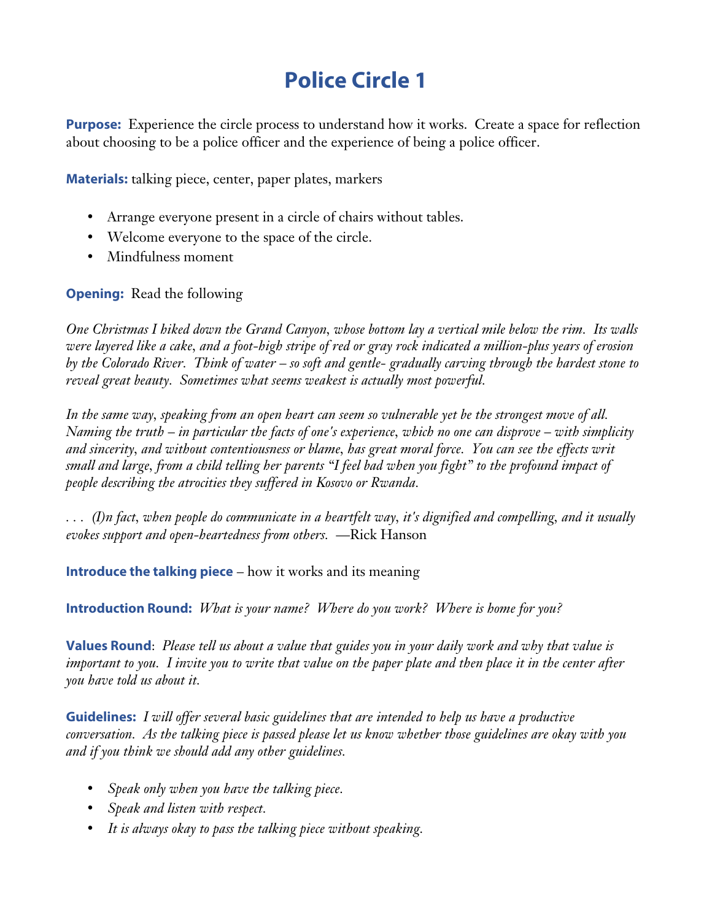# Police Circle 1

**Purpose:** Experience the circle process to understand how it works. Create a space for reflection about choosing to be a police officer and the experience of being a police officer.

**Materials:** talking piece, center, paper plates, markers

- Arrange everyone present in a circle of chairs without tables.
- Welcome everyone to the space of the circle.
- Mindfulness moment

**Opening:** Read the following

*One Christmas I hiked down the Grand Canyon, whose bottom lay a vertical mile below the rim. Its walls were layered like a cake, and a foot-high stripe of red or gray rock indicated a million-plus years of erosion by the Colorado River. Think of water – so soft and gentle- gradually carving through the hardest stone to reveal great beauty. Sometimes what seems weakest is actually most powerful.*

*In the same way, speaking from an open heart can seem so vulnerable yet be the strongest move of all. Naming the truth – in particular the facts of one's experience, which no one can disprove – with simplicity and sincerity, and without contentiousness or blame, has great moral force. You can see the effects writ small and large, from a child telling her parents "I feel bad when you fight" to the profound impact of people describing the atrocities they suffered in Kosovo or Rwanda.*

*. . . (I)n fact, when people do communicate in a heartfelt way, it's dignified and compelling, and it usually evokes support and open-heartedness from others.* —Rick Hanson

**Introduce the talking piece** – how it works and its meaning

**Introduction Round:** *What is your name? Where do you work? Where is home for you?*

**Values Round**: *Please tell us about a value that guides you in your daily work and why that value is important to you. I invite you to write that value on the paper plate and then place it in the center after you have told us about it.*

**Guidelines:** *I will offer several basic guidelines that are intended to help us have a productive conversation. As the talking piece is passed please let us know whether those guidelines are okay with you and if you think we should add any other guidelines.*

- *Speak only when you have the talking piece.*
- *Speak and listen with respect.*
- *It is always okay to pass the talking piece without speaking.*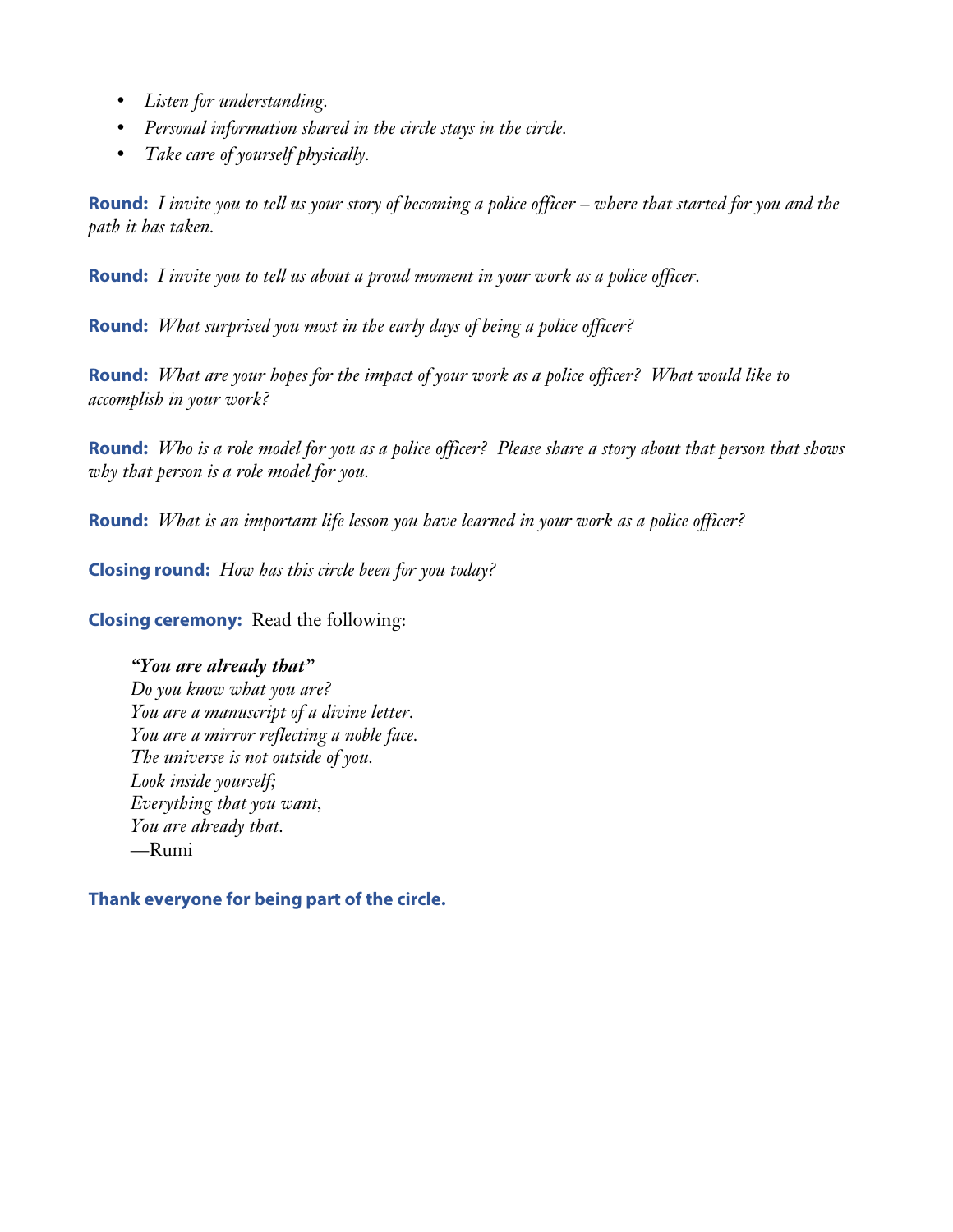- *Listen for understanding.*
- *Personal information shared in the circle stays in the circle.*
- *Take care of yourself physically.*

**Round:** *I invite you to tell us your story of becoming a police officer – where that started for you and the path it has taken.*

**Round:** *I invite you to tell us about a proud moment in your work as a police officer.*

**Round:** *What surprised you most in the early days of being a police officer?*

**Round:** *What are your hopes for the impact of your work as a police officer? What would like to accomplish in your work?*

**Round:** *Who is a role model for you as a police officer? Please share a story about that person that shows why that person is a role model for you.*

**Round:** *What is an important life lesson you have learned in your work as a police officer?*

**Closing round:** *How has this circle been for you today?*

**Closing ceremony:** Read the following:

> ***"You are already that"***
> *Do you know what you are?*
> *You are a manuscript of a divine letter.*
> *You are a mirror reflecting a noble face.*
> *The universe is not outside of you.*
> *Look inside yourself;*
> *Everything that you want,*
> *You are already that.*
> —Rumi

**Thank everyone for being part of the circle.**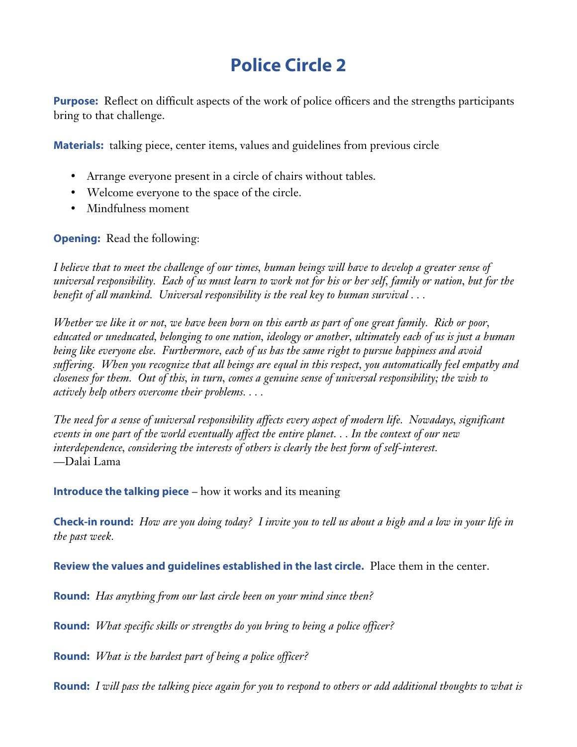# Police Circle 2

**Purpose:** Reflect on difficult aspects of the work of police officers and the strengths participants bring to that challenge.

**Materials:** talking piece, center items, values and guidelines from previous circle

- Arrange everyone present in a circle of chairs without tables.
- Welcome everyone to the space of the circle.
- Mindfulness moment

**Opening:** Read the following:

*I believe that to meet the challenge of our times, human beings will have to develop a greater sense of universal responsibility. Each of us must learn to work not for his or her self, family or nation, but for the benefit of all mankind. Universal responsibility is the real key to human survival . . .*

*Whether we like it or not, we have been born on this earth as part of one great family. Rich or poor, educated or uneducated, belonging to one nation, ideology or another, ultimately each of us is just a human being like everyone else. Furthermore, each of us has the same right to pursue happiness and avoid suffering. When you recognize that all beings are equal in this respect, you automatically feel empathy and closeness for them. Out of this, in turn, comes a genuine sense of universal responsibility; the wish to actively help others overcome their problems. . . .*

*The need for a sense of universal responsibility affects every aspect of modern life. Nowadays, significant events in one part of the world eventually affect the entire planet. . . In the context of our new interdependence, considering the interests of others is clearly the best form of self-interest.*
—Dalai Lama

**Introduce the talking piece** – how it works and its meaning

**Check-in round:** *How are you doing today? I invite you to tell us about a high and a low in your life in the past week.*

**Review the values and guidelines established in the last circle.** Place them in the center.

**Round:** *Has anything from our last circle been on your mind since then?*

**Round:** *What specific skills or strengths do you bring to being a police officer?*

**Round:** *What is the hardest part of being a police officer?*

**Round:** *I will pass the talking piece again for you to respond to others or add additional thoughts to what is*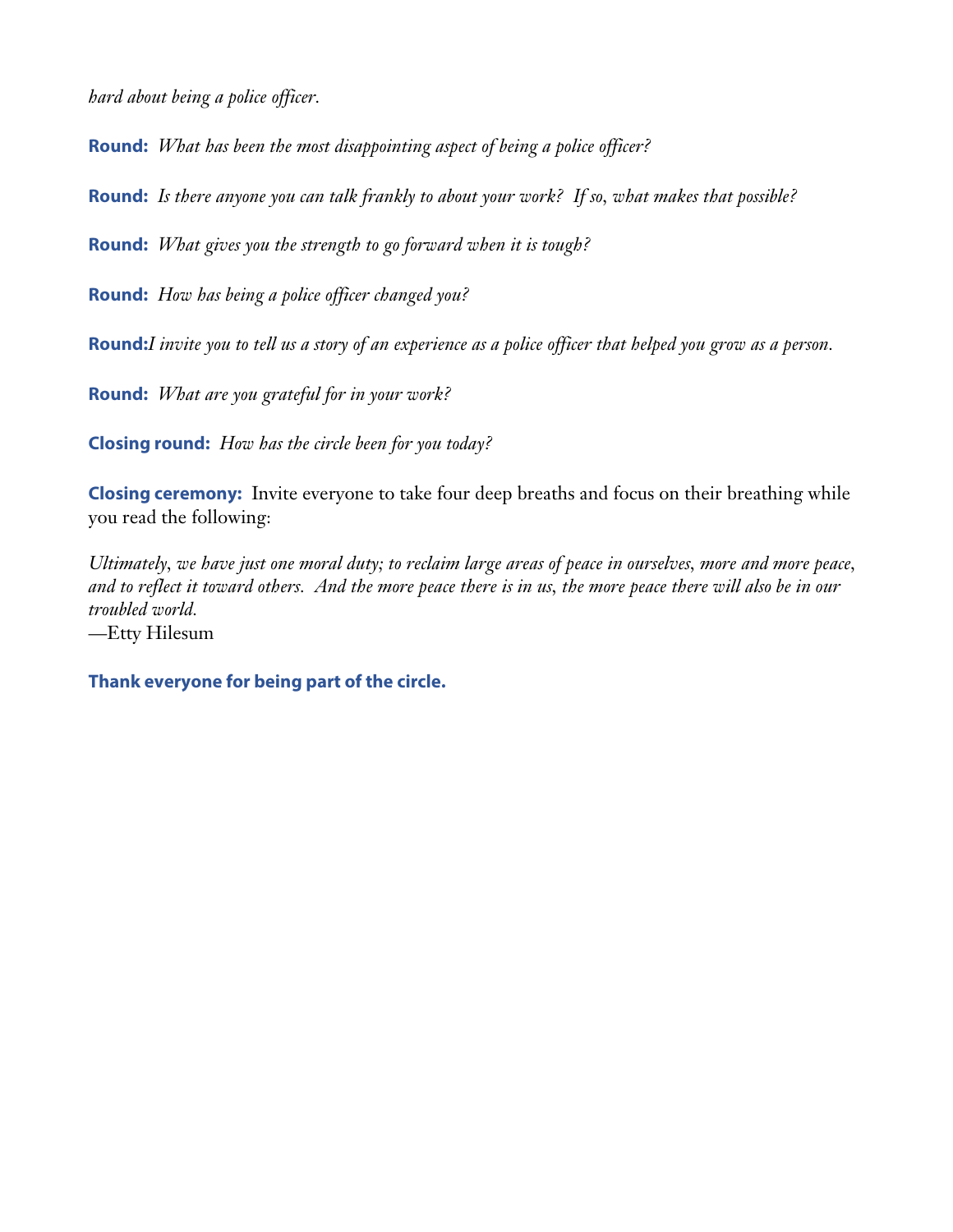*hard about being a police officer.*

**Round:** *What has been the most disappointing aspect of being a police officer?*

**Round:** *Is there anyone you can talk frankly to about your work? If so, what makes that possible?*

**Round:** *What gives you the strength to go forward when it is tough?*

**Round:** *How has being a police officer changed you?*

**Round:***I invite you to tell us a story of an experience as a police officer that helped you grow as a person.*

**Round:** *What are you grateful for in your work?*

**Closing round:** *How has the circle been for you today?*

**Closing ceremony:** Invite everyone to take four deep breaths and focus on their breathing while you read the following:

*Ultimately, we have just one moral duty; to reclaim large areas of peace in ourselves, more and more peace, and to reflect it toward others. And the more peace there is in us, the more peace there will also be in our troubled world.*
—Etty Hilesum

**Thank everyone for being part of the circle.**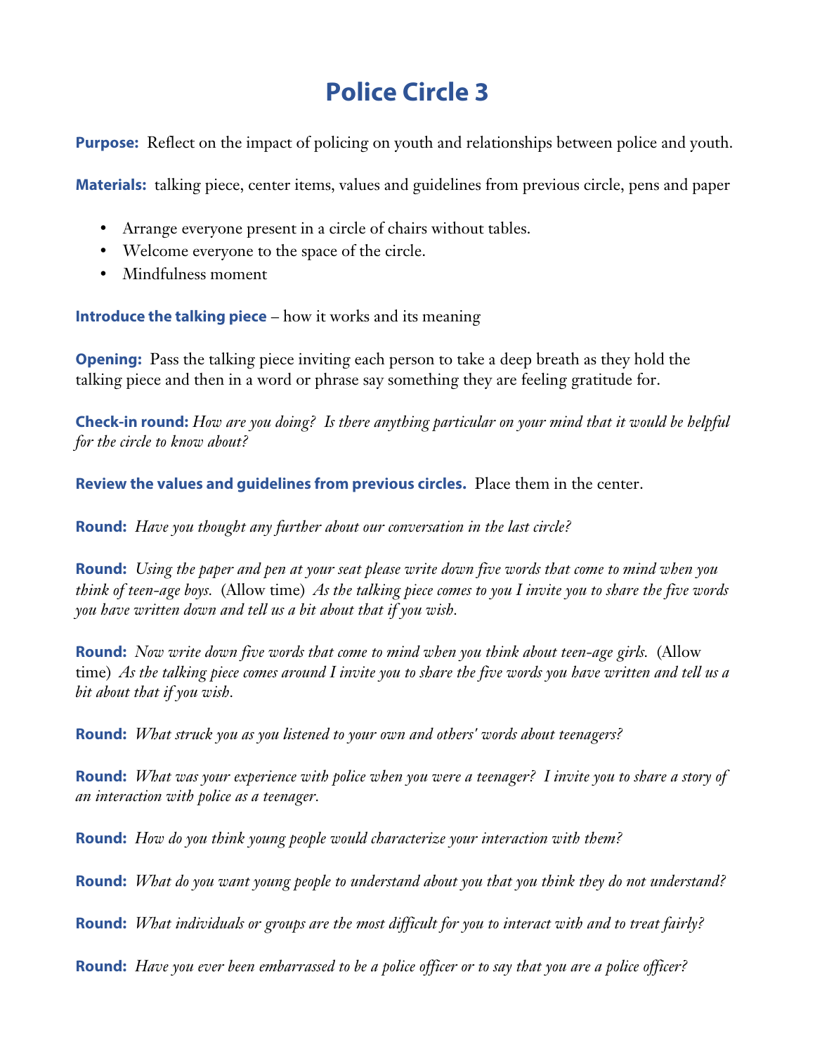# Police Circle 3

**Purpose:** Reflect on the impact of policing on youth and relationships between police and youth.

**Materials:** talking piece, center items, values and guidelines from previous circle, pens and paper

- Arrange everyone present in a circle of chairs without tables.
- Welcome everyone to the space of the circle.
- Mindfulness moment

**Introduce the talking piece** – how it works and its meaning

**Opening:** Pass the talking piece inviting each person to take a deep breath as they hold the talking piece and then in a word or phrase say something they are feeling gratitude for.

**Check-in round:** *How are you doing? Is there anything particular on your mind that it would be helpful for the circle to know about?*

**Review the values and guidelines from previous circles.** Place them in the center.

**Round:** *Have you thought any further about our conversation in the last circle?*

**Round:** *Using the paper and pen at your seat please write down five words that come to mind when you think of teen-age boys.* (Allow time) *As the talking piece comes to you I invite you to share the five words you have written down and tell us a bit about that if you wish.*

**Round:** *Now write down five words that come to mind when you think about teen-age girls.* (Allow time) *As the talking piece comes around I invite you to share the five words you have written and tell us a bit about that if you wish.*

**Round:** *What struck you as you listened to your own and others' words about teenagers?*

**Round:** *What was your experience with police when you were a teenager? I invite you to share a story of an interaction with police as a teenager.*

**Round:** *How do you think young people would characterize your interaction with them?*

**Round:** *What do you want young people to understand about you that you think they do not understand?*

**Round:** *What individuals or groups are the most difficult for you to interact with and to treat fairly?*

**Round:** *Have you ever been embarrassed to be a police officer or to say that you are a police officer?*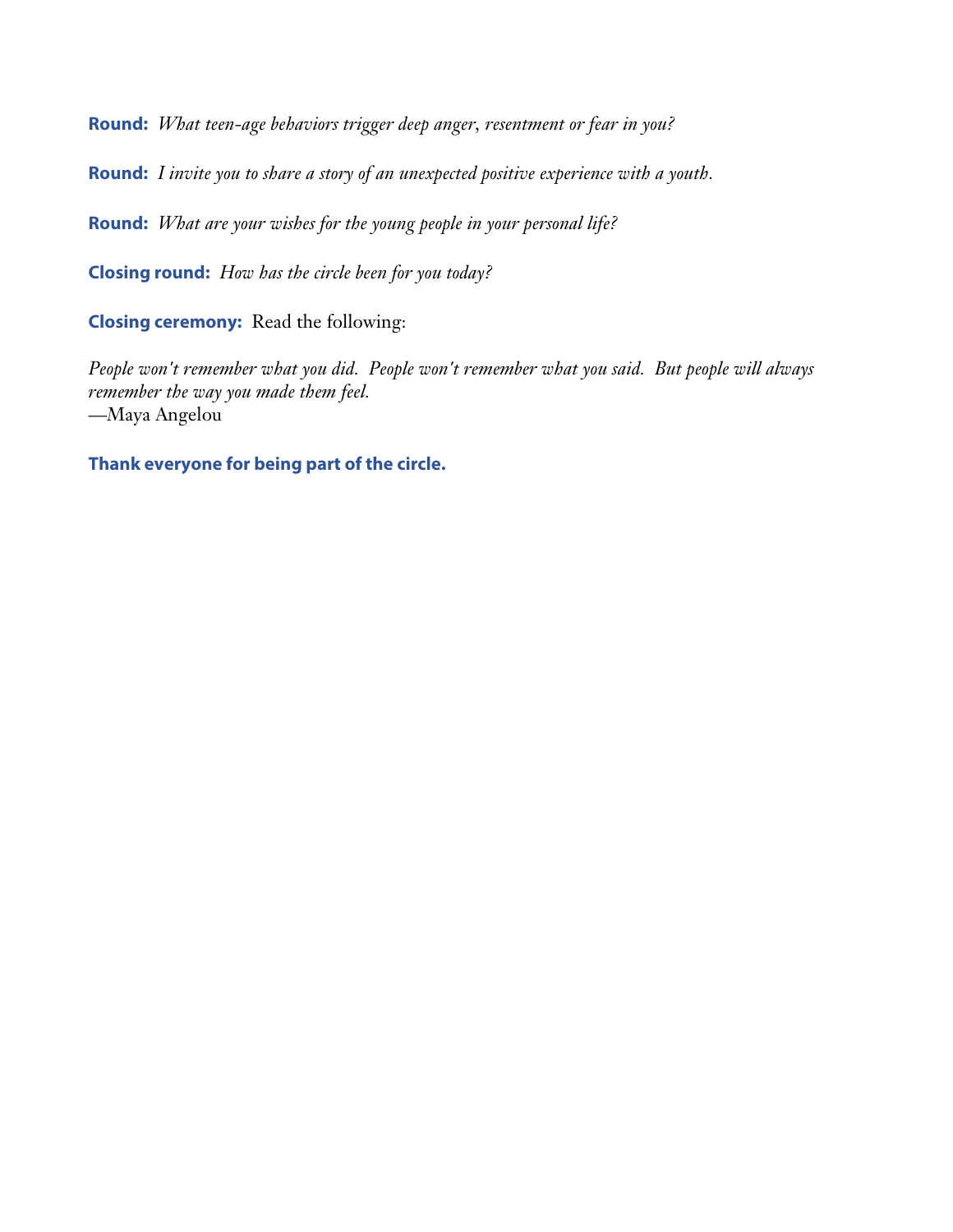**Round:** *What teen-age behaviors trigger deep anger, resentment or fear in you?*

**Round:** *I invite you to share a story of an unexpected positive experience with a youth.*

**Round:** *What are your wishes for the young people in your personal life?*

**Closing round:** *How has the circle been for you today?*

**Closing ceremony:** Read the following:

*People won't remember what you did. People won't remember what you said. But people will always remember the way you made them feel.*
—Maya Angelou

**Thank everyone for being part of the circle.**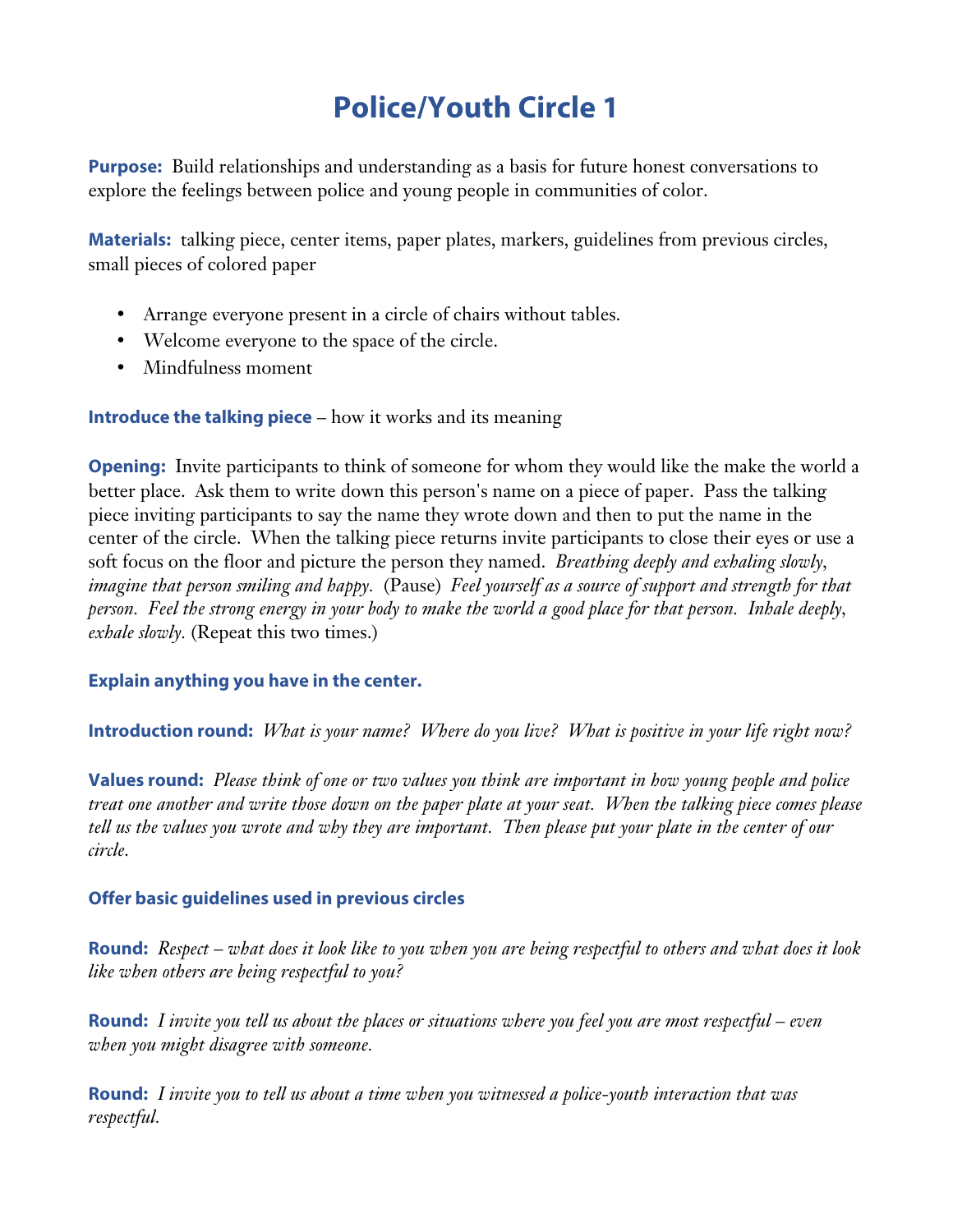# Police/Youth Circle 1

**Purpose:** Build relationships and understanding as a basis for future honest conversations to explore the feelings between police and young people in communities of color.

**Materials:** talking piece, center items, paper plates, markers, guidelines from previous circles, small pieces of colored paper

- Arrange everyone present in a circle of chairs without tables.
- Welcome everyone to the space of the circle.
- Mindfulness moment

**Introduce the talking piece** – how it works and its meaning

**Opening:** Invite participants to think of someone for whom they would like the make the world a better place. Ask them to write down this person's name on a piece of paper. Pass the talking piece inviting participants to say the name they wrote down and then to put the name in the center of the circle. When the talking piece returns invite participants to close their eyes or use a soft focus on the floor and picture the person they named. *Breathing deeply and exhaling slowly, imagine that person smiling and happy.* (Pause) *Feel yourself as a source of support and strength for that person. Feel the strong energy in your body to make the world a good place for that person. Inhale deeply, exhale slowly.* (Repeat this two times.)

**Explain anything you have in the center.**

**Introduction round:** *What is your name? Where do you live? What is positive in your life right now?*

**Values round:** *Please think of one or two values you think are important in how young people and police treat one another and write those down on the paper plate at your seat. When the talking piece comes please tell us the values you wrote and why they are important. Then please put your plate in the center of our circle.*

**Offer basic guidelines used in previous circles**

**Round:** *Respect – what does it look like to you when you are being respectful to others and what does it look like when others are being respectful to you?*

**Round:** *I invite you tell us about the places or situations where you feel you are most respectful – even when you might disagree with someone.*

**Round:** *I invite you to tell us about a time when you witnessed a police-youth interaction that was respectful.*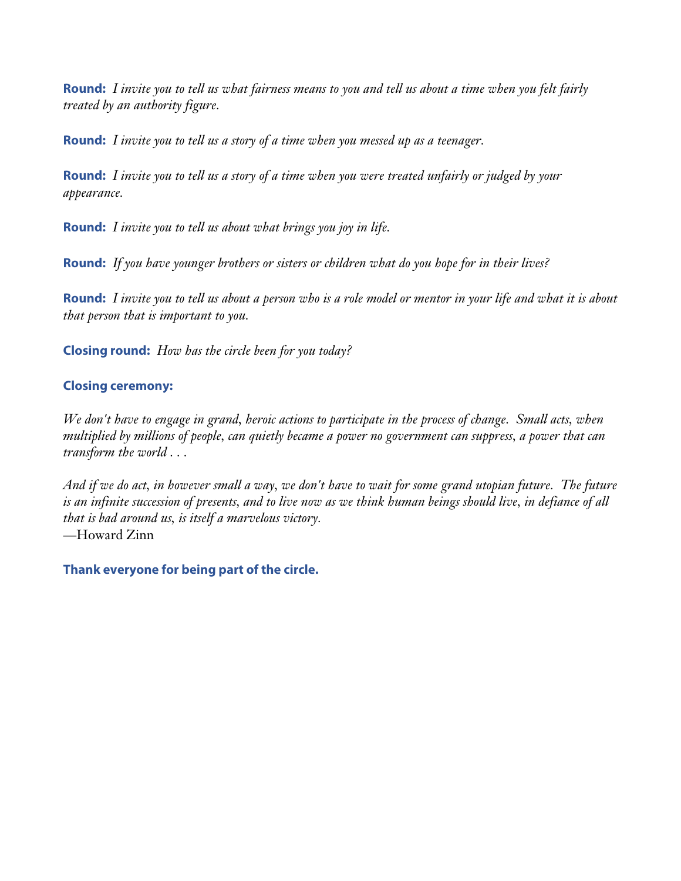**Round:** *I invite you to tell us what fairness means to you and tell us about a time when you felt fairly treated by an authority figure.*

**Round:** *I invite you to tell us a story of a time when you messed up as a teenager.*

**Round:** *I invite you to tell us a story of a time when you were treated unfairly or judged by your appearance.*

**Round:** *I invite you to tell us about what brings you joy in life.*

**Round:** *If you have younger brothers or sisters or children what do you hope for in their lives?*

**Round:** *I invite you to tell us about a person who is a role model or mentor in your life and what it is about that person that is important to you.*

**Closing round:** *How has the circle been for you today?*

**Closing ceremony:**

*We don't have to engage in grand, heroic actions to participate in the process of change. Small acts, when multiplied by millions of people, can quietly became a power no government can suppress, a power that can transform the world . . .*

*And if we do act, in however small a way, we don't have to wait for some grand utopian future. The future is an infinite succession of presents, and to live now as we think human beings should live, in defiance of all that is bad around us, is itself a marvelous victory.*
—Howard Zinn

**Thank everyone for being part of the circle.**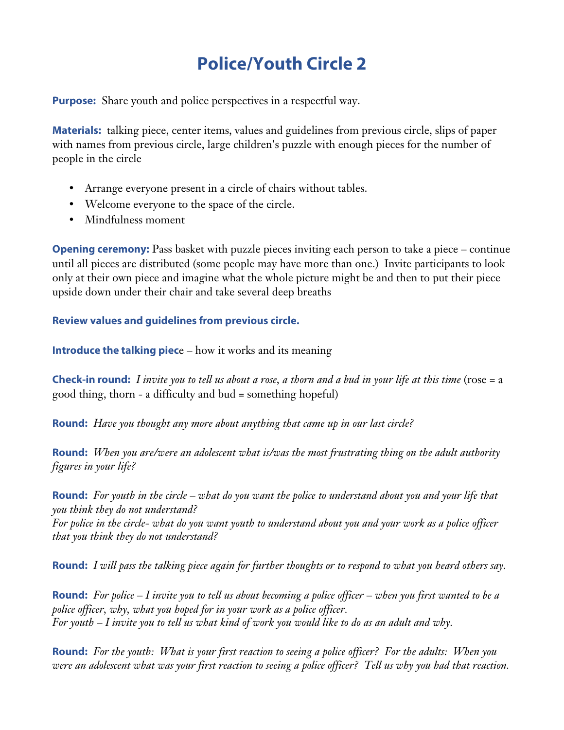# Police/Youth Circle 2

**Purpose:** Share youth and police perspectives in a respectful way.

**Materials:** talking piece, center items, values and guidelines from previous circle, slips of paper with names from previous circle, large children's puzzle with enough pieces for the number of people in the circle

- Arrange everyone present in a circle of chairs without tables.
- Welcome everyone to the space of the circle.
- Mindfulness moment

**Opening ceremony:** Pass basket with puzzle pieces inviting each person to take a piece – continue until all pieces are distributed (some people may have more than one.) Invite participants to look only at their own piece and imagine what the whole picture might be and then to put their piece upside down under their chair and take several deep breaths

**Review values and guidelines from previous circle.**

**Introduce the talking piec**e – how it works and its meaning

**Check-in round:** *I invite you to tell us about a rose, a thorn and a bud in your life at this time* (rose = a good thing, thorn - a difficulty and bud = something hopeful)

**Round:** *Have you thought any more about anything that came up in our last circle?*

**Round:** *When you are/were an adolescent what is/was the most frustrating thing on the adult authority figures in your life?*

**Round:** *For youth in the circle – what do you want the police to understand about you and your life that you think they do not understand?*
*For police in the circle- what do you want youth to understand about you and your work as a police officer that you think they do not understand?*

**Round:** *I will pass the talking piece again for further thoughts or to respond to what you heard others say.*

**Round:** *For police – I invite you to tell us about becoming a police officer – when you first wanted to be a police officer, why, what you hoped for in your work as a police officer.*
*For youth – I invite you to tell us what kind of work you would like to do as an adult and why.*

**Round:** *For the youth: What is your first reaction to seeing a police officer? For the adults: When you were an adolescent what was your first reaction to seeing a police officer? Tell us why you had that reaction.*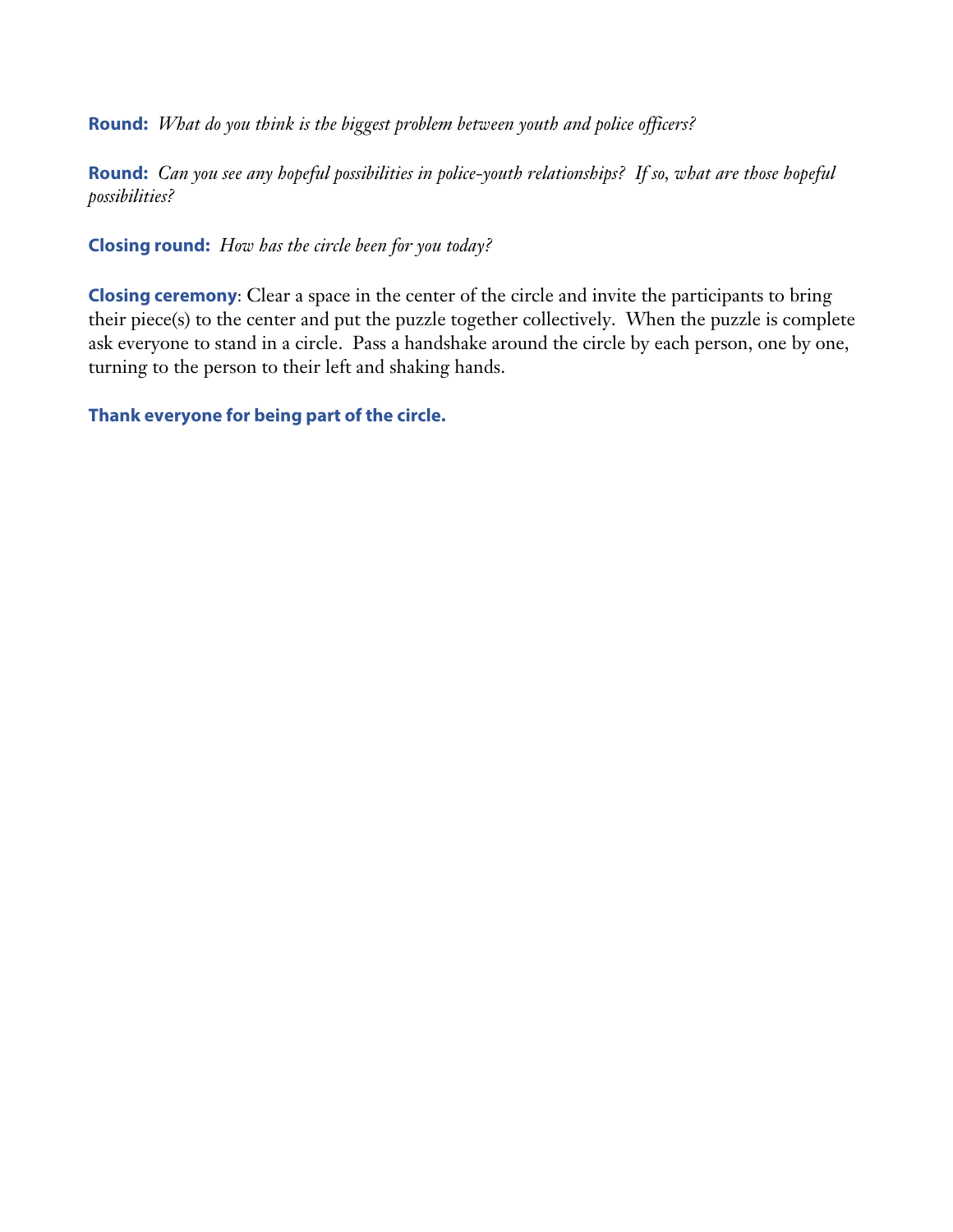**Round:** *What do you think is the biggest problem between youth and police officers?*

**Round:** *Can you see any hopeful possibilities in police-youth relationships? If so, what are those hopeful possibilities?*

**Closing round:** *How has the circle been for you today?*

**Closing ceremony**: Clear a space in the center of the circle and invite the participants to bring their piece(s) to the center and put the puzzle together collectively. When the puzzle is complete ask everyone to stand in a circle. Pass a handshake around the circle by each person, one by one, turning to the person to their left and shaking hands.

**Thank everyone for being part of the circle.**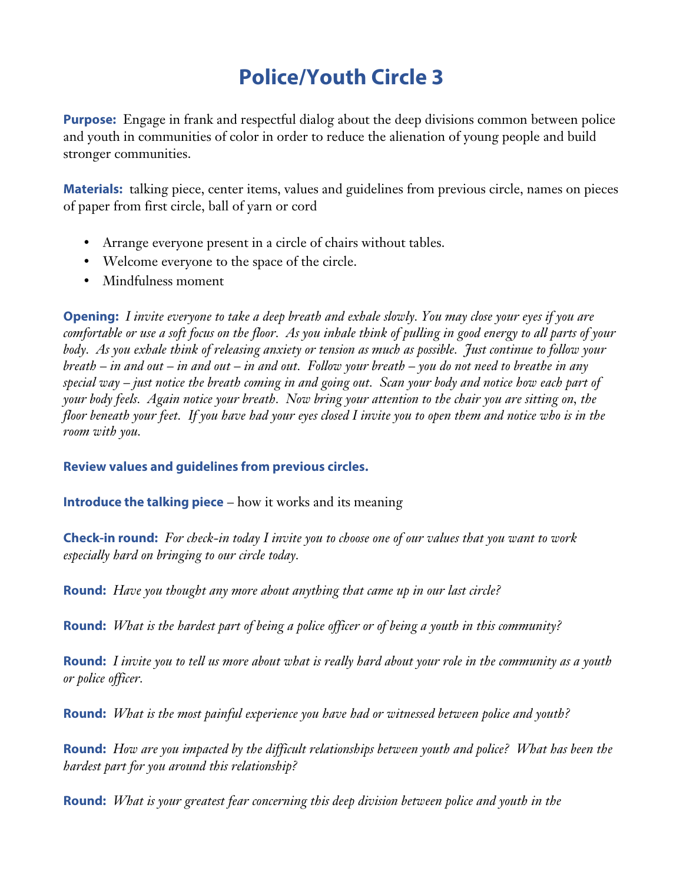# Police/Youth Circle 3

**Purpose:** Engage in frank and respectful dialog about the deep divisions common between police and youth in communities of color in order to reduce the alienation of young people and build stronger communities.

**Materials:** talking piece, center items, values and guidelines from previous circle, names on pieces of paper from first circle, ball of yarn or cord

- Arrange everyone present in a circle of chairs without tables.
- Welcome everyone to the space of the circle.
- Mindfulness moment

**Opening:** *I invite everyone to take a deep breath and exhale slowly. You may close your eyes if you are comfortable or use a soft focus on the floor. As you inhale think of pulling in good energy to all parts of your body. As you exhale think of releasing anxiety or tension as much as possible. Just continue to follow your breath – in and out – in and out – in and out. Follow your breath – you do not need to breathe in any special way – just notice the breath coming in and going out. Scan your body and notice how each part of your body feels. Again notice your breath. Now bring your attention to the chair you are sitting on, the floor beneath your feet. If you have had your eyes closed I invite you to open them and notice who is in the room with you.*

**Review values and guidelines from previous circles.**

**Introduce the talking piece** – how it works and its meaning

**Check-in round:** *For check-in today I invite you to choose one of our values that you want to work especially hard on bringing to our circle today.*

**Round:** *Have you thought any more about anything that came up in our last circle?*

**Round:** *What is the hardest part of being a police officer or of being a youth in this community?*

**Round:** *I invite you to tell us more about what is really hard about your role in the community as a youth or police officer.*

**Round:** *What is the most painful experience you have had or witnessed between police and youth?*

**Round:** *How are you impacted by the difficult relationships between youth and police? What has been the hardest part for you around this relationship?*

**Round:** *What is your greatest fear concerning this deep division between police and youth in the*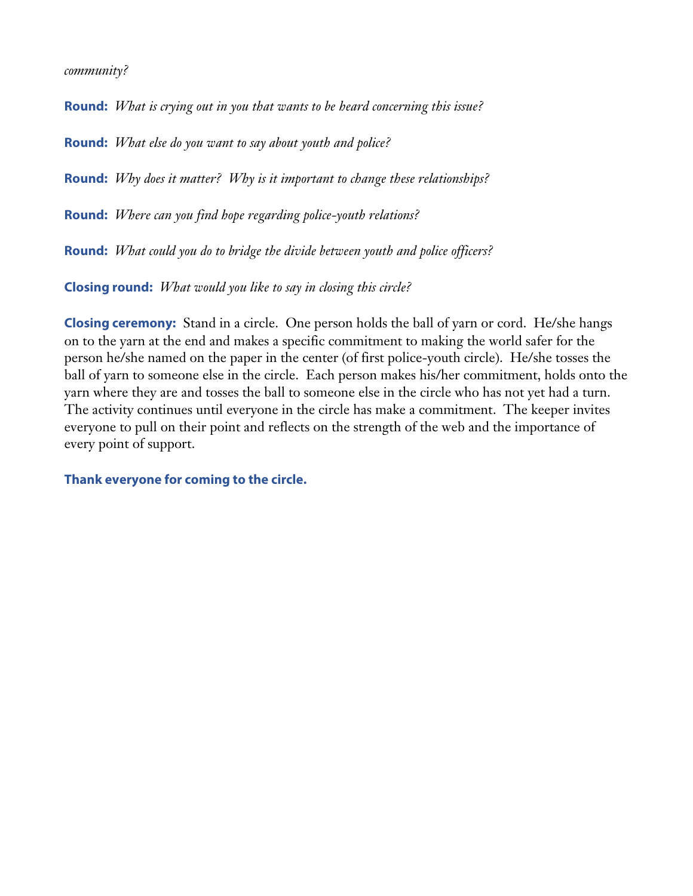*community?*

**Round:** *What is crying out in you that wants to be heard concerning this issue?*

**Round:** *What else do you want to say about youth and police?*

**Round:** *Why does it matter? Why is it important to change these relationships?*

**Round:** *Where can you find hope regarding police-youth relations?*

**Round:** *What could you do to bridge the divide between youth and police officers?*

**Closing round:** *What would you like to say in closing this circle?*

**Closing ceremony:** Stand in a circle. One person holds the ball of yarn or cord. He/she hangs on to the yarn at the end and makes a specific commitment to making the world safer for the person he/she named on the paper in the center (of first police-youth circle). He/she tosses the ball of yarn to someone else in the circle. Each person makes his/her commitment, holds onto the yarn where they are and tosses the ball to someone else in the circle who has not yet had a turn. The activity continues until everyone in the circle has make a commitment. The keeper invites everyone to pull on their point and reflects on the strength of the web and the importance of every point of support.

**Thank everyone for coming to the circle.**